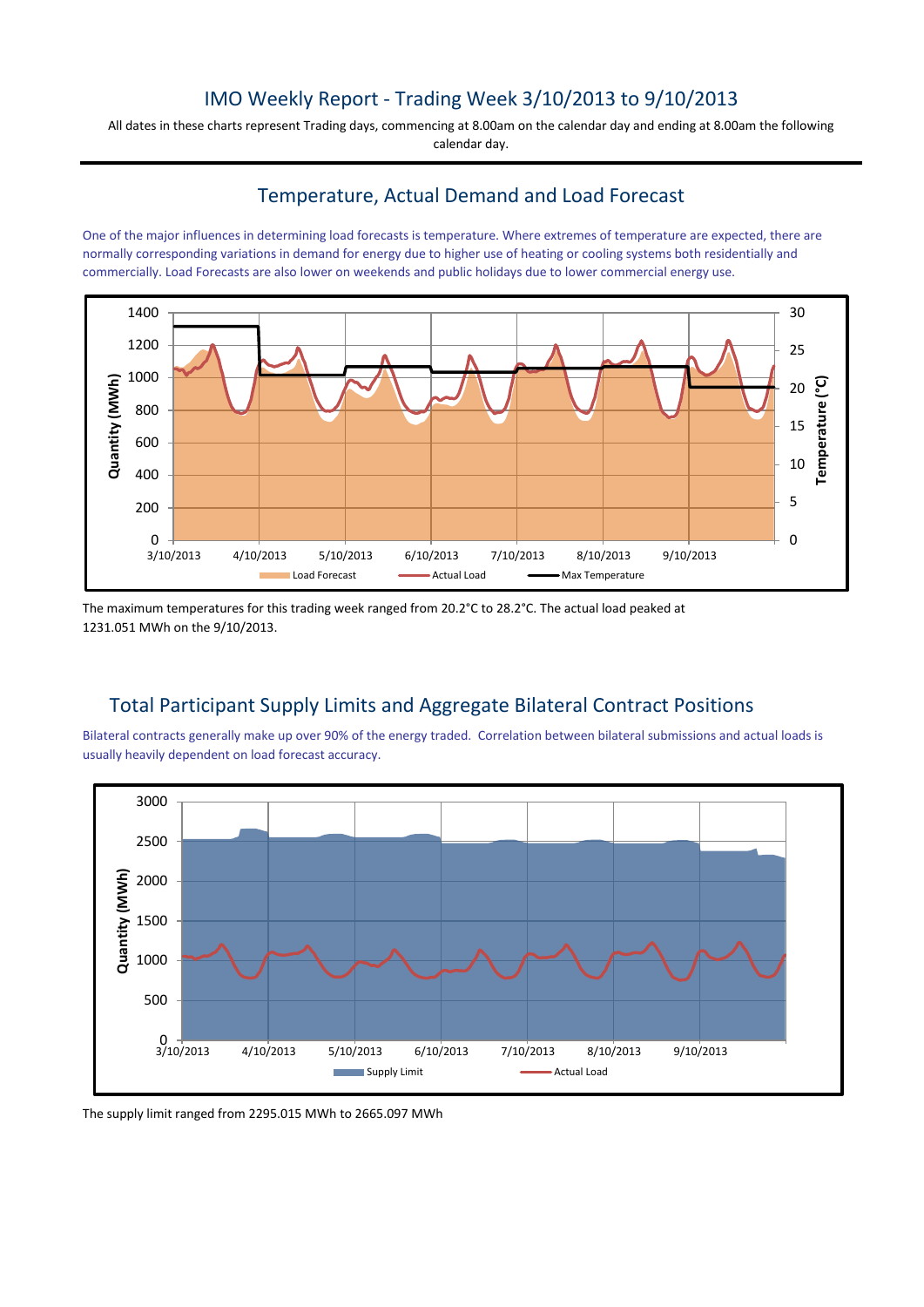# IMO Weekly Report - Trading Week 3/10/2013 to 9/10/2013

All dates in these charts represent Trading days, commencing at 8.00am on the calendar day and ending at 8.00am the following calendar day.

## Temperature, Actual Demand and Load Forecast

One of the major influences in determining load forecasts is temperature. Where extremes of temperature are expected, there are normally corresponding variations in demand for energy due to higher use of heating or cooling systems both residentially and commercially. Load Forecasts are also lower on weekends and public holidays due to lower commercial energy use.

The maximum temperatures for this trading week ranged from 20.2°C to 28.2°C. The actual load peaked at 1231.051 MWh on the 9/10/2013.

## Total Participant Supply Limits and Aggregate Bilateral Contract Positions

Bilateral contracts generally make up over 90% of the energy traded. Correlation between bilateral submissions and actual loads is usually heavily dependent on load forecast accuracy.

The supply limit ranged from 2295.015 MWh to 2665.097 MWh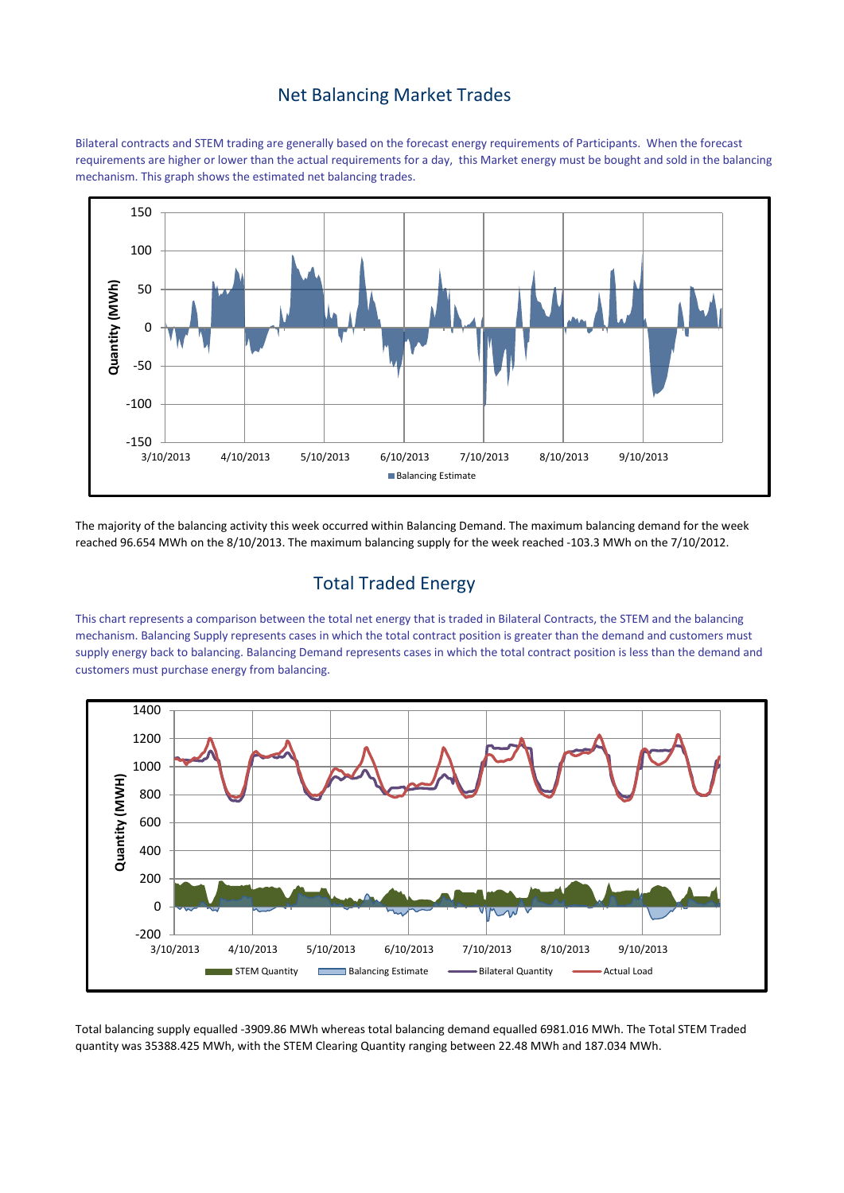## Net Balancing Market Trades

Bilateral contracts and STEM trading are generally based on the forecast energy requirements of Participants. When the forecast requirements are higher or lower than the actual requirements for a day, this Market energy must be bought and sold in the balancing mechanism. This graph shows the estimated net balancing trades.

The majority of the balancing activity this week occurred within Balancing Demand. The maximum balancing demand for the week reached 96.654 MWh on the 8/10/2013. The maximum balancing supply for the week reached -103.3 MWh on the 7/10/2012.

## Total Traded Energy

This chart represents a comparison between the total net energy that is traded in Bilateral Contracts, the STEM and the balancing mechanism. Balancing Supply represents cases in which the total contract position is greater than the demand and customers must supply energy back to balancing. Balancing Demand represents cases in which the total contract position is less than the demand and customers must purchase energy from balancing.

Total balancing supply equalled -3909.86 MWh whereas total balancing demand equalled 6981.016 MWh. The Total STEM Traded quantity was 35388.425 MWh, with the STEM Clearing Quantity ranging between 22.48 MWh and 187.034 MWh.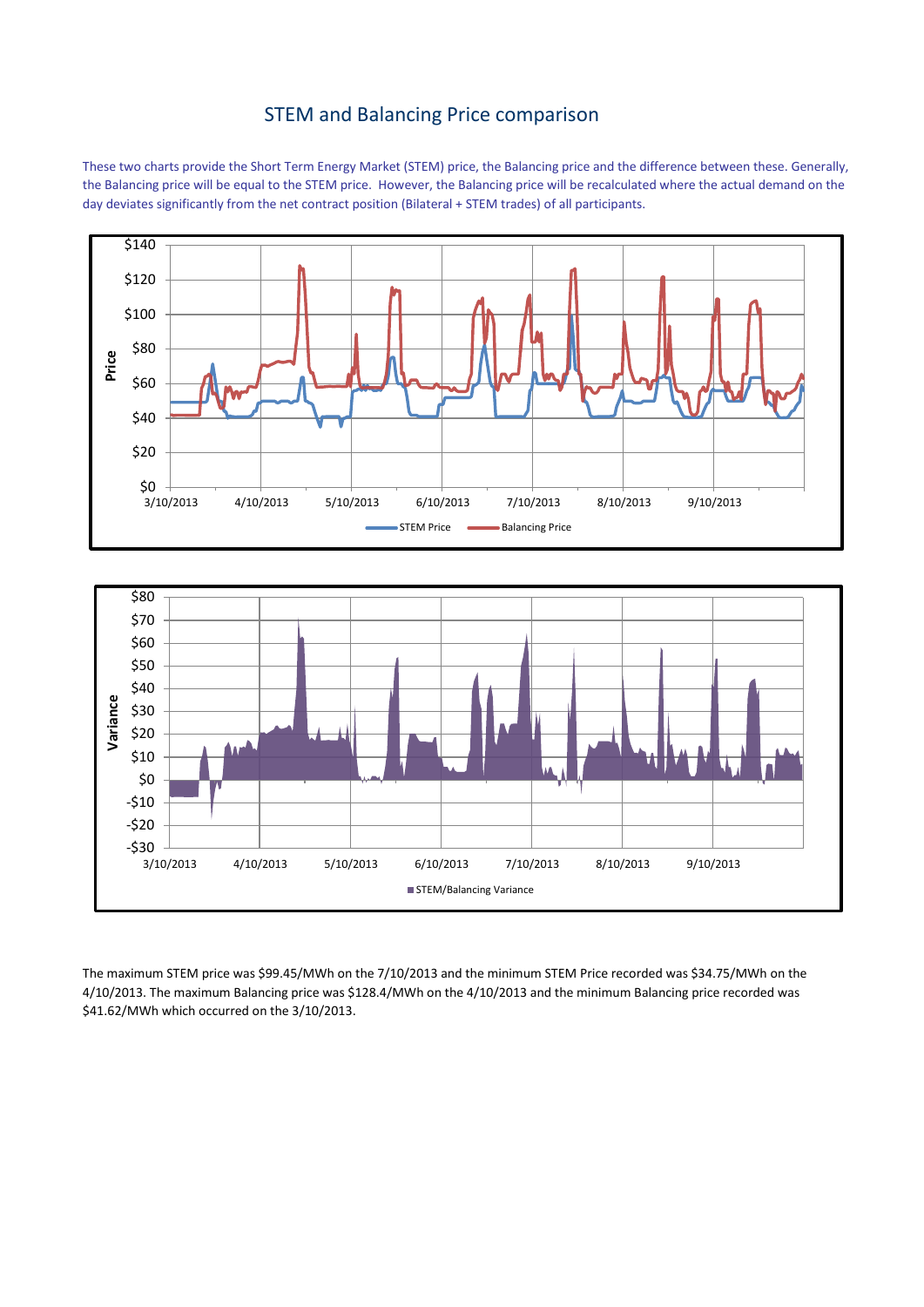# STEM and Balancing Price comparison

These two charts provide the Short Term Energy Market (STEM) price, the Balancing price and the difference between these. Generally, the Balancing price will be equal to the STEM price. However, the Balancing price will be recalculated where the actual demand on the day deviates significantly from the net contract position (Bilateral + STEM trades) of all participants.

Price

$140
$120
$100
$80
$60
$40
$20
$0

3/10/2013 4/10/2013 5/10/2013 6/10/2013 7/10/2013 8/10/2013 9/10/2013

STEM Price    Balancing Price

Variance

$80
$70
$60
$50
$40
$30
$20
$10
$0
-$10
-$20
-$30

3/10/2013 4/10/2013 5/10/2013 6/10/2013 7/10/2013 8/10/2013 9/10/2013

STEM/Balancing Variance

The maximum STEM price was $99.45/MWh on the 7/10/2013 and the minimum STEM Price recorded was $34.75/MWh on the 4/10/2013. The maximum Balancing price was $128.4/MWh on the 4/10/2013 and the minimum Balancing price recorded was $41.62/MWh which occurred on the 3/10/2013.